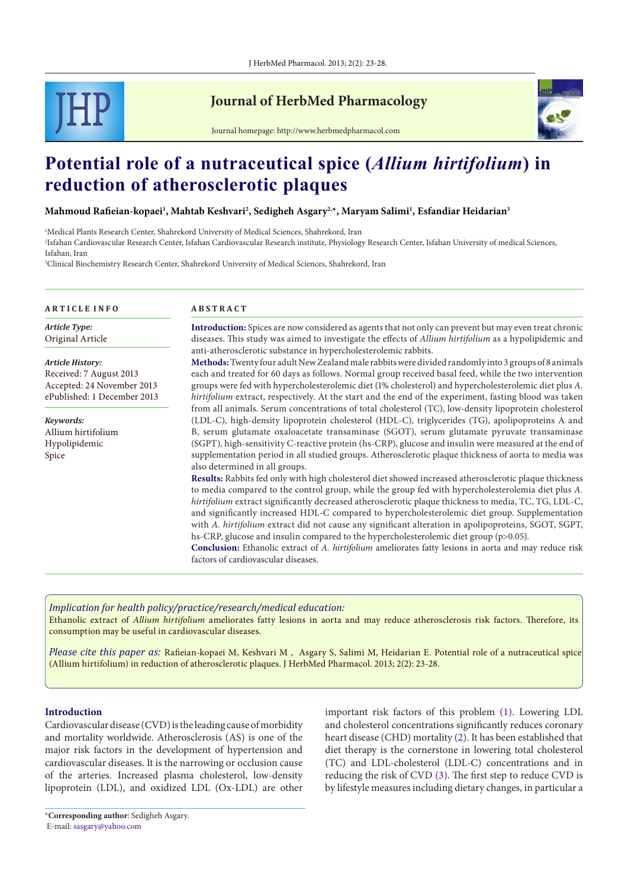# Potential role of a nutraceutical spice (*Allium hirtifolium*) in reduction of atherosclerotic plaques

**Mahmoud Rafieian-kopaei[1], Mahtab Keshvari[2], Sedigheh Asgary[2,*], Maryam Salimi[1], Esfandiar Heidarian[3]**

[1]Medical Plants Research Center, Shahrekord University of Medical Sciences, Shahrekord, Iran

[2]Isfahan Cardiovascular Research Center, Isfahan Cardiovascular Research institute, Physiology Research Center, Isfahan University of medical Sciences, Isfahan, Iran

[3]Clinical Biochemistry Research Center, Shahrekord University of Medical Sciences, Shahrekord, Iran

## ARTICLE INFO

*Article Type:*
Original Article

*Article History:*
Received: 7 August 2013
Accepted: 24 November 2013
ePublished: 1 December 2013

*Keywords:*
Allium hirtifolium
Hypolipidemic
Spice

## ABSTRACT

**Introduction:** Spices are now considered as agents that not only can prevent but may even treat chronic diseases. This study was aimed to investigate the effects of *Allium hirtifolium* as a hypolipidemic and anti-atherosclerotic substance in hypercholesterolemic rabbits.

**Methods:** Twenty four adult New Zealand male rabbits were divided randomly into 3 groups of 8 animals each and treated for 60 days as follows. Normal group received basal feed, while the two intervention groups were fed with hypercholesterolemic diet (1% cholesterol) and hypercholesterolemic diet plus *A. hirtifolium* extract, respectively. At the start and the end of the experiment, fasting blood was taken from all animals. Serum concentrations of total cholesterol (TC), low-density lipoprotein cholesterol (LDL-C), high-density lipoprotein cholesterol (HDL-C), triglycerides (TG), apolipoproteins A and B, serum glutamate oxaloacetate transaminase (SGOT), serum glutamate pyruvate transaminase (SGPT), high-sensitivity C-reactive protein (hs-CRP), glucose and insulin were measured at the end of supplementation period in all studied groups. Atherosclerotic plaque thickness of aorta to media was also determined in all groups.

**Results:** Rabbits fed only with high cholesterol diet showed increased atherosclerotic plaque thickness to media compared to the control group, while the group fed with hypercholesterolemia diet plus *A. hirtifolium* extract significantly decreased atherosclerotic plaque thickness to media, TC, TG, LDL-C, and significantly increased HDL-C compared to hypercholesterolemic diet group. Supplementation with *A. hirtifolium* extract did not cause any significant alteration in apolipoproteins, SGOT, SGPT, hs-CRP, glucose and insulin compared to the hypercholesterolemic diet group ($p>0.05$).

**Conclusion:** Ethanolic extract of *A. hirtifolium* ameliorates fatty lesions in aorta and may reduce risk factors of cardiovascular diseases.

*Implication for health policy/practice/research/medical education:*
Ethanolic extract of *Allium hirtifolium* ameliorates fatty lesions in aorta and may reduce atherosclerosis risk factors. Therefore, its consumption may be useful in cardiovascular diseases.

*Please cite this paper as:* Rafieian-kopaei M, Keshvari M , Asgary S, Salimi M, Heidarian E. Potential role of a nutraceutical spice (Allium hirtifolium) in reduction of atherosclerotic plaques. J HerbMed Pharmacol. 2013; 2(2): 23-28.

## Introduction

Cardiovascular disease (CVD) is the leading cause of morbidity and mortality worldwide. Atherosclerosis (AS) is one of the major risk factors in the development of hypertension and cardiovascular diseases. It is the narrowing or occlusion cause of the arteries. Increased plasma cholesterol, low-density lipoprotein (LDL), and oxidized LDL (Ox-LDL) are other important risk factors of this problem (1). Lowering LDL and cholesterol concentrations significantly reduces coronary heart disease (CHD) mortality (2). It has been established that diet therapy is the cornerstone in lowering total cholesterol (TC) and LDL-cholesterol (LDL-C) concentrations and in reducing the risk of CVD (3). The first step to reduce CVD is by lifestyle measures including dietary changes, in particular a

*Corresponding author: Sedigheh Asgary.
E-mail: sasgary@yahoo.com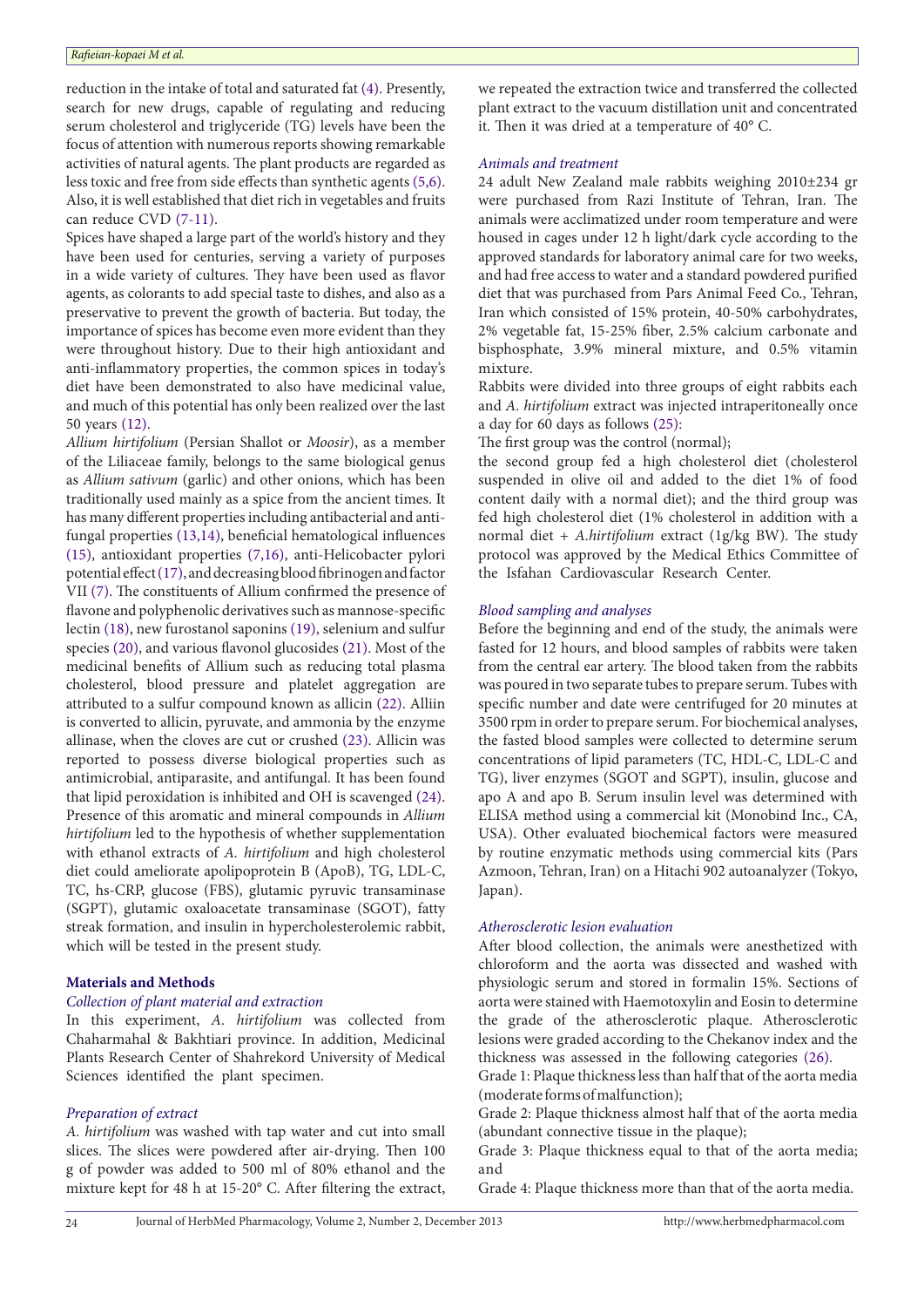reduction in the intake of total and saturated fat (4). Presently, search for new drugs, capable of regulating and reducing serum cholesterol and triglyceride (TG) levels have been the focus of attention with numerous reports showing remarkable activities of natural agents. The plant products are regarded as less toxic and free from side effects than synthetic agents (5,6). Also, it is well established that diet rich in vegetables and fruits can reduce CVD (7-11).

Spices have shaped a large part of the world's history and they have been used for centuries, serving a variety of purposes in a wide variety of cultures. They have been used as flavor agents, as colorants to add special taste to dishes, and also as a preservative to prevent the growth of bacteria. But today, the importance of spices has become even more evident than they were throughout history. Due to their high antioxidant and anti-inflammatory properties, the common spices in today's diet have been demonstrated to also have medicinal value, and much of this potential has only been realized over the last 50 years (12).

*Allium hirtifolium* (Persian Shallot or *Moosir*), as a member of the Liliaceae family, belongs to the same biological genus as *Allium sativum* (garlic) and other onions, which has been traditionally used mainly as a spice from the ancient times. It has many different properties including antibacterial and anti-fungal properties (13,14), beneficial hematological influences (15), antioxidant properties (7,16), anti-Helicobacter pylori potential effect (17), and decreasing blood fibrinogen and factor VII (7). The constituents of Allium confirmed the presence of flavone and polyphenolic derivatives such as mannose-specific lectin (18), new furostanol saponins (19), selenium and sulfur species (20), and various flavonol glucosides (21). Most of the medicinal benefits of Allium such as reducing total plasma cholesterol, blood pressure and platelet aggregation are attributed to a sulfur compound known as allicin (22). Alliin is converted to allicin, pyruvate, and ammonia by the enzyme allinase, when the cloves are cut or crushed (23). Allicin was reported to possess diverse biological properties such as antimicrobial, antiparasite, and antifungal. It has been found that lipid peroxidation is inhibited and OH is scavenged (24). Presence of this aromatic and mineral compounds in *Allium hirtifolium* led to the hypothesis of whether supplementation with ethanol extracts of *A. hirtifolium* and high cholesterol diet could ameliorate apolipoprotein B (ApoB), TG, LDL-C, TC, hs-CRP, glucose (FBS), glutamic pyruvic transaminase (SGPT), glutamic oxaloacetate transaminase (SGOT), fatty streak formation, and insulin in hypercholesterolemic rabbit, which will be tested in the present study.

## Materials and Methods

### *Collection of plant material and extraction*

In this experiment, *A. hirtifolium* was collected from Chaharmahal & Bakhtiari province. In addition, Medicinal Plants Research Center of Shahrekord University of Medical Sciences identified the plant specimen.

### *Preparation of extract*

*A. hirtifolium* was washed with tap water and cut into small slices. The slices were powdered after air-drying. Then 100 g of powder was added to 500 ml of 80% ethanol and the mixture kept for 48 h at 15-20° C. After filtering the extract, we repeated the extraction twice and transferred the collected plant extract to the vacuum distillation unit and concentrated it. Then it was dried at a temperature of 40° C.

### *Animals and treatment*

24 adult New Zealand male rabbits weighing 2010±234 gr were purchased from Razi Institute of Tehran, Iran. The animals were acclimatized under room temperature and were housed in cages under 12 h light/dark cycle according to the approved standards for laboratory animal care for two weeks, and had free access to water and a standard powdered purified diet that was purchased from Pars Animal Feed Co., Tehran, Iran which consisted of 15% protein, 40-50% carbohydrates, 2% vegetable fat, 15-25% fiber, 2.5% calcium carbonate and bisphosphate, 3.9% mineral mixture, and 0.5% vitamin mixture.

Rabbits were divided into three groups of eight rabbits each and *A. hirtifolium* extract was injected intraperitoneally once a day for 60 days as follows (25):

The first group was the control (normal);

the second group fed a high cholesterol diet (cholesterol suspended in olive oil and added to the diet 1% of food content daily with a normal diet); and the third group was fed high cholesterol diet (1% cholesterol in addition with a normal diet + *A.hirtifolium* extract (1g/kg BW). The study protocol was approved by the Medical Ethics Committee of the Isfahan Cardiovascular Research Center.

### *Blood sampling and analyses*

Before the beginning and end of the study, the animals were fasted for 12 hours, and blood samples of rabbits were taken from the central ear artery. The blood taken from the rabbits was poured in two separate tubes to prepare serum. Tubes with specific number and date were centrifuged for 20 minutes at 3500 rpm in order to prepare serum. For biochemical analyses, the fasted blood samples were collected to determine serum concentrations of lipid parameters (TC, HDL-C, LDL-C and TG), liver enzymes (SGOT and SGPT), insulin, glucose and apo A and apo B. Serum insulin level was determined with ELISA method using a commercial kit (Monobind Inc., CA, USA). Other evaluated biochemical factors were measured by routine enzymatic methods using commercial kits (Pars Azmoon, Tehran, Iran) on a Hitachi 902 autoanalyzer (Tokyo, Japan).

### *Atherosclerotic lesion evaluation*

After blood collection, the animals were anesthetized with chloroform and the aorta was dissected and washed with physiologic serum and stored in formalin 15%. Sections of aorta were stained with Haemotoxylin and Eosin to determine the grade of the atherosclerotic plaque. Atherosclerotic lesions were graded according to the Chekanov index and the thickness was assessed in the following categories (26).

Grade 1: Plaque thickness less than half that of the aorta media (moderate forms of malfunction);

Grade 2: Plaque thickness almost half that of the aorta media (abundant connective tissue in the plaque);

Grade 3: Plaque thickness equal to that of the aorta media; and

Grade 4: Plaque thickness more than that of the aorta media.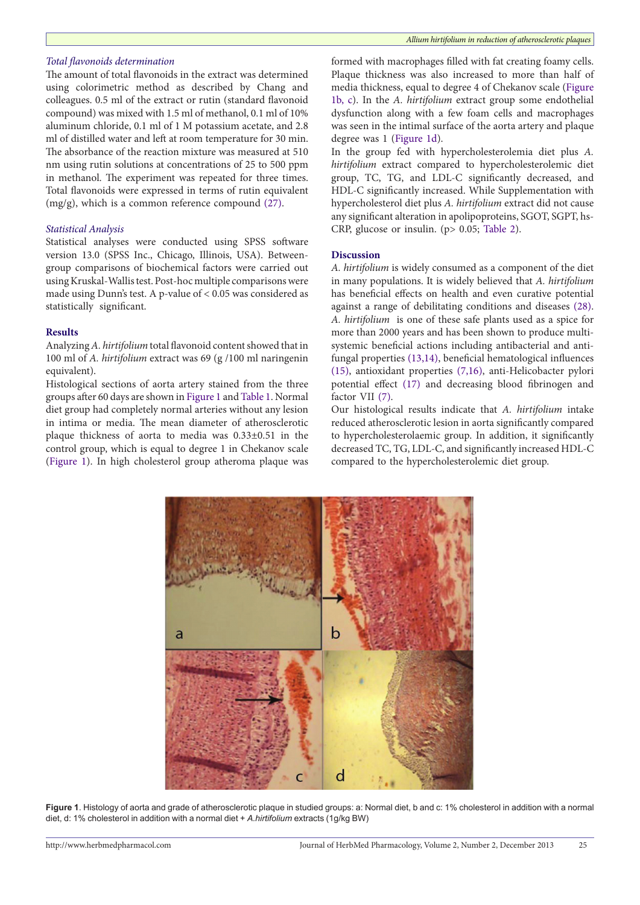*Total flavonoids determination*

The amount of total flavonoids in the extract was determined using colorimetric method as described by Chang and colleagues. 0.5 ml of the extract or rutin (standard flavonoid compound) was mixed with 1.5 ml of methanol, 0.1 ml of 10% aluminum chloride, 0.1 ml of 1 M potassium acetate, and 2.8 ml of distilled water and left at room temperature for 30 min. The absorbance of the reaction mixture was measured at 510 nm using rutin solutions at concentrations of 25 to 500 ppm in methanol. The experiment was repeated for three times. Total flavonoids were expressed in terms of rutin equivalent (mg/g), which is a common reference compound (27).

*Statistical Analysis*

Statistical analyses were conducted using SPSS software version 13.0 (SPSS Inc., Chicago, Illinois, USA). Between-group comparisons of biochemical factors were carried out using Kruskal-Wallis test. Post-hoc multiple comparisons were made using Dunn's test. A p-value of < 0.05 was considered as statistically significant.

## Results

Analyzing *A. hirtifolium* total flavonoid content showed that in 100 ml of *A. hirtifolium* extract was 69 (g /100 ml naringenin equivalent).

Histological sections of aorta artery stained from the three groups after 60 days are shown in Figure 1 and Table 1. Normal diet group had completely normal arteries without any lesion in intima or media. The mean diameter of atherosclerotic plaque thickness of aorta to media was 0.33±0.51 in the control group, which is equal to degree 1 in Chekanov scale (Figure 1). In high cholesterol group atheroma plaque was formed with macrophages filled with fat creating foamy cells. Plaque thickness was also increased to more than half of media thickness, equal to degree 4 of Chekanov scale (Figure 1b, c). In the *A. hirtifolium* extract group some endothelial dysfunction along with a few foam cells and macrophages was seen in the intimal surface of the aorta artery and plaque degree was 1 (Figure 1d).

In the group fed with hypercholesterolemia diet plus *A. hirtifolium* extract compared to hypercholesterolemic diet group, TC, TG, and LDL-C significantly decreased, and HDL-C significantly increased. While Supplementation with hypercholesterol diet plus *A. hirtifolium* extract did not cause any significant alteration in apolipoproteins, SGOT, SGPT, hs-CRP, glucose or insulin. (p> 0.05; Table 2).

## Discussion

*A. hirtifolium* is widely consumed as a component of the diet in many populations. It is widely believed that *A. hirtifolium* has beneficial effects on health and even curative potential against a range of debilitating conditions and diseases (28). *A. hirtifolium* is one of these safe plants used as a spice for more than 2000 years and has been shown to produce multi-systemic beneficial actions including antibacterial and anti-fungal properties (13,14), beneficial hematological influences (15), antioxidant properties (7,16), anti-Helicobacter pylori potential effect (17) and decreasing blood fibrinogen and factor VII (7).

Our histological results indicate that *A. hirtifolium* intake reduced atherosclerotic lesion in aorta significantly compared to hypercholesterolaemic group. In addition, it significantly decreased TC, TG, LDL-C, and significantly increased HDL-C compared to the hypercholesterolemic diet group.

**Figure 1**. Histology of aorta and grade of atherosclerotic plaque in studied groups: a: Normal diet, b and c: 1% cholesterol in addition with a normal diet, d: 1% cholesterol in addition with a normal diet + *A.hirtifolium* extracts (1g/kg BW)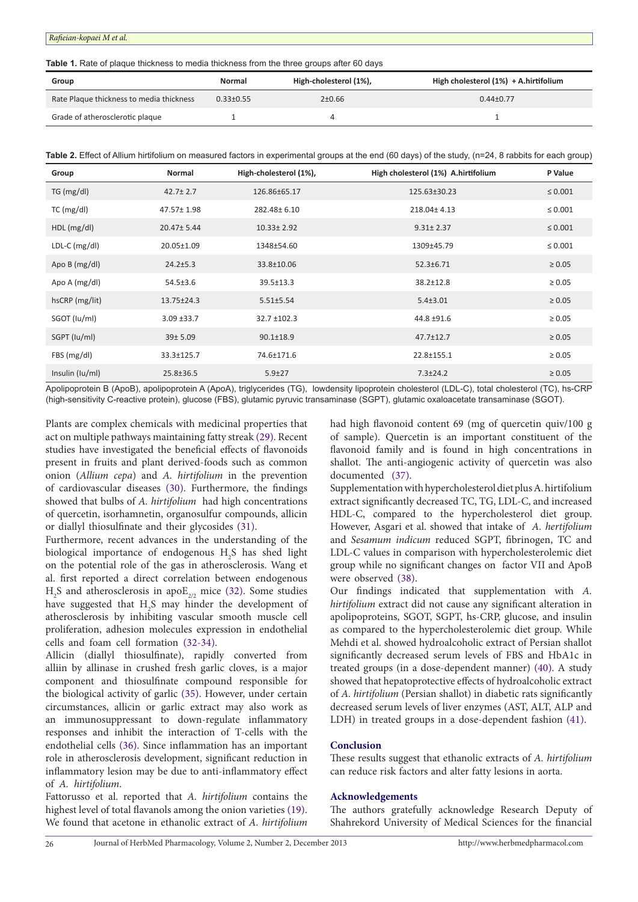**Table 1.** Rate of plaque thickness to media thickness from the three groups after 60 days

| Group | Normal | High-cholesterol (1%), | High cholesterol (1%) + A.hirtifolium |
|---|---|---|---|
| Rate Plaque thickness to media thickness | 0.33±0.55 | 2±0.66 | 0.44±0.77 |
| Grade of atherosclerotic plaque | 1 | 4 | 1 |

**Table 2.** Effect of Allium hirtifolium on measured factors in experimental groups at the end (60 days) of the study, (n=24, 8 rabbits for each group)

| Group | Normal | High-cholesterol (1%), | High cholesterol (1%) A.hirtifolium | P Value |
|---|---|---|---|---|
| TG (mg/dl) | 42.7± 2.7 | 126.86±65.17 | 125.63±30.23 | ≤ 0.001 |
| TC (mg/dl) | 47.57± 1.98 | 282.48± 6.10 | 218.04± 4.13 | ≤ 0.001 |
| HDL (mg/dl) | 20.47± 5.44 | 10.33± 2.92 | 9.31± 2.37 | ≤ 0.001 |
| LDL-C (mg/dl) | 20.05±1.09 | 1348±54.60 | 1309±45.79 | ≤ 0.001 |
| Apo B (mg/dl) | 24.2±5.3 | 33.8±10.06 | 52.3±6.71 | ≥ 0.05 |
| Apo A (mg/dl) | 54.5±3.6 | 39.5±13.3 | 38.2±12.8 | ≥ 0.05 |
| hsCRP (mg/lit) | 13.75±24.3 | 5.51±5.54 | 5.4±3.01 | ≥ 0.05 |
| SGOT (Iu/ml) | 3.09 ±33.7 | 32.7 ±102.3 | 44.8 ±91.6 | ≥ 0.05 |
| SGPT (Iu/ml) | 39± 5.09 | 90.1±18.9 | 47.7±12.7 | ≥ 0.05 |
| FBS (mg/dl) | 33.3±125.7 | 74.6±171.6 | 22.8±155.1 | ≥ 0.05 |
| Insulin (Iu/ml) | 25.8±36.5 | 5.9±27 | 7.3±24.2 | ≥ 0.05 |

Apolipoprotein B (ApoB), apolipoprotein A (ApoA), triglycerides (TG), lowdensity lipoprotein cholesterol (LDL-C), total cholesterol (TC), hs-CRP (high-sensitivity C-reactive protein), glucose (FBS), glutamic pyruvic transaminase (SGPT), glutamic oxaloacetate transaminase (SGOT).

Plants are complex chemicals with medicinal properties that act on multiple pathways maintaining fatty streak (29). Recent studies have investigated the beneficial effects of flavonoids present in fruits and plant derived-foods such as common onion (*Allium cepa*) and *A. hirtifolium* in the prevention of cardiovascular diseases (30). Furthermore, the findings showed that bulbs of *A. hirtifolium* had high concentrations of quercetin, isorhamnetin, organosulfur compounds, allicin or diallyl thiosulfinate and their glycosides (31).

Furthermore, recent advances in the understanding of the biological importance of endogenous $H_2S$ has shed light on the potential role of the gas in atherosclerosis. Wang et al. first reported a direct correlation between endogenous $H_2S$ and atherosclerosis in apo$E_{2/2}$ mice (32). Some studies have suggested that $H_2S$ may hinder the development of atherosclerosis by inhibiting vascular smooth muscle cell proliferation, adhesion molecules expression in endothelial cells and foam cell formation (32-34).

Allicin (diallyl thiosulfinate), rapidly converted from alliin by allinase in crushed fresh garlic cloves, is a major component and thiosulfinate compound responsible for the biological activity of garlic (35). However, under certain circumstances, allicin or garlic extract may also work as an immunosuppressant to down-regulate inflammatory responses and inhibit the interaction of T-cells with the endothelial cells (36). Since inflammation has an important role in atherosclerosis development, significant reduction in inflammatory lesion may be due to anti-inflammatory effect of *A. hirtifolium*.

Fattorusso et al. reported that *A. hirtifolium* contains the highest level of total flavanols among the onion varieties (19). We found that acetone in ethanolic extract of *A. hirtifolium* had high flavonoid content 69 (mg of quercetin quiv/100 g of sample). Quercetin is an important constituent of the flavonoid family and is found in high concentrations in shallot. The anti-angiogenic activity of quercetin was also documented (37).

Supplementation with hypercholesterol diet plus A. hirtifolium extract significantly decreased TC, TG, LDL-C, and increased HDL-C, compared to the hypercholesterol diet group. However, Asgari et al. showed that intake of *A. hertifolium* and *Sesamum indicum* reduced SGPT, fibrinogen, TC and LDL-C values in comparison with hypercholesterolemic diet group while no significant changes on factor VII and ApoB were observed (38).

Our findings indicated that supplementation with *A. hirtifolium* extract did not cause any significant alteration in apolipoproteins, SGOT, SGPT, hs-CRP, glucose, and insulin as compared to the hypercholesterolemic diet group. While Mehdi et al. showed hydroalcoholic extract of Persian shallot significantly decreased serum levels of FBS and HbA1c in treated groups (in a dose-dependent manner) (40). A study showed that hepatoprotective effects of hydroalcoholic extract of *A. hirtifolium* (Persian shallot) in diabetic rats significantly decreased serum levels of liver enzymes (AST, ALT, ALP and LDH) in treated groups in a dose-dependent fashion (41).

## Conclusion

These results suggest that ethanolic extracts of *A. hirtifolium* can reduce risk factors and alter fatty lesions in aorta.

## Acknowledgements

The authors gratefully acknowledge Research Deputy of Shahrekord University of Medical Sciences for the financial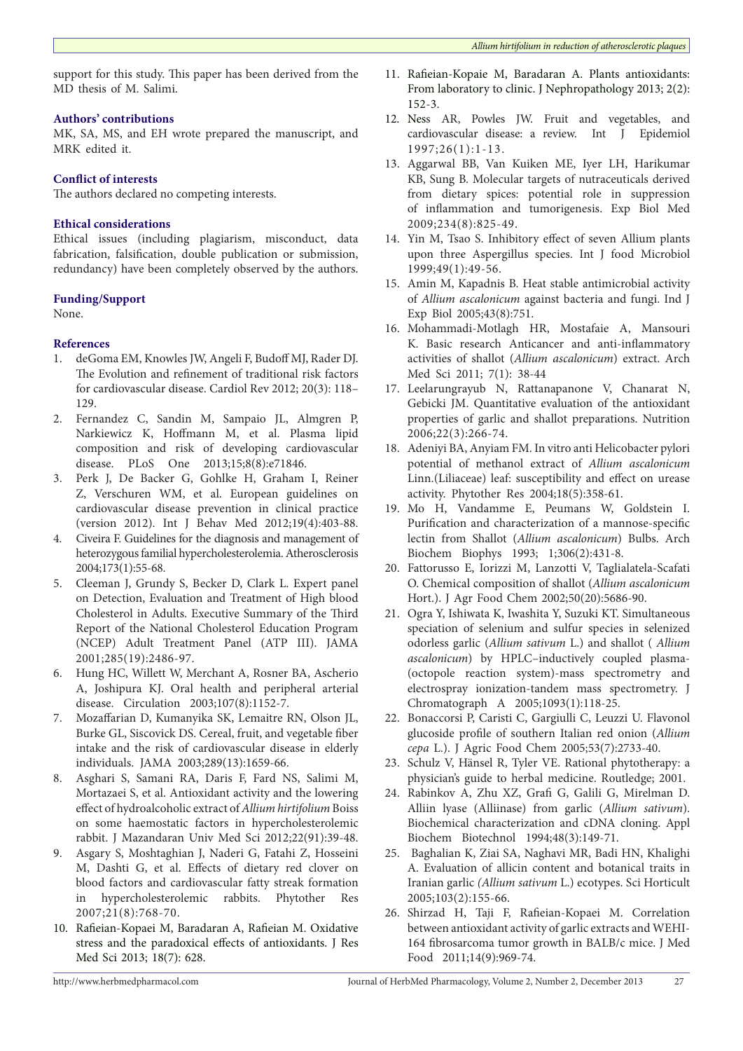support for this study. This paper has been derived from the MD thesis of M. Salimi.

### Authors' contributions

MK, SA, MS, and EH wrote prepared the manuscript, and MRK edited it.

### Conflict of interests

The authors declared no competing interests.

### Ethical considerations

Ethical issues (including plagiarism, misconduct, data fabrication, falsification, double publication or submission, redundancy) have been completely observed by the authors.

### Funding/Support

None.

### References

1. deGoma EM, Knowles JW, Angeli F, Budoff MJ, Rader DJ. The Evolution and refinement of traditional risk factors for cardiovascular disease. Cardiol Rev 2012; 20(3): 118–129.
2. Fernandez C, Sandin M, Sampaio JL, Almgren P, Narkiewicz K, Hoffmann M, et al. Plasma lipid composition and risk of developing cardiovascular disease. PLoS One 2013;15;8(8):e71846.
3. Perk J, De Backer G, Gohlke H, Graham I, Reiner Z, Verschuren WM, et al. European guidelines on cardiovascular disease prevention in clinical practice (version 2012). Int J Behav Med 2012;19(4):403-88.
4. Civeira F. Guidelines for the diagnosis and management of heterozygous familial hypercholesterolemia. Atherosclerosis 2004;173(1):55-68.
5. Cleeman J, Grundy S, Becker D, Clark L. Expert panel on Detection, Evaluation and Treatment of High blood Cholesterol in Adults. Executive Summary of the Third Report of the National Cholesterol Education Program (NCEP) Adult Treatment Panel (ATP III). JAMA 2001;285(19):2486-97.
6. Hung HC, Willett W, Merchant A, Rosner BA, Ascherio A, Joshipura KJ. Oral health and peripheral arterial disease. Circulation 2003;107(8):1152-7.
7. Mozaffarian D, Kumanyika SK, Lemaitre RN, Olson JL, Burke GL, Siscovick DS. Cereal, fruit, and vegetable fiber intake and the risk of cardiovascular disease in elderly individuals. JAMA 2003;289(13):1659-66.
8. Asghari S, Samani RA, Daris F, Fard NS, Salimi M, Mortazaei S, et al. Antioxidant activity and the lowering effect of hydroalcoholic extract of *Allium hirtifolium* Boiss on some haemostatic factors in hypercholesterolemic rabbit. J Mazandaran Univ Med Sci 2012;22(91):39-48.
9. Asgary S, Moshtaghian J, Naderi G, Fatahi Z, Hosseini M, Dashti G, et al. Effects of dietary red clover on blood factors and cardiovascular fatty streak formation in hypercholesterolemic rabbits. Phytother Res 2007;21(8):768-70.
10. Rafieian-Kopaei M, Baradaran A, Rafieian M. Oxidative stress and the paradoxical effects of antioxidants. J Res Med Sci 2013; 18(7): 628.
11. Rafieian-Kopaie M, Baradaran A. Plants antioxidants: From laboratory to clinic. J Nephropathology 2013; 2(2): 152-3.
12. Ness AR, Powles JW. Fruit and vegetables, and cardiovascular disease: a review. Int J Epidemiol 1997;26(1):1-13.
13. Aggarwal BB, Van Kuiken ME, Iyer LH, Harikumar KB, Sung B. Molecular targets of nutraceuticals derived from dietary spices: potential role in suppression of inflammation and tumorigenesis. Exp Biol Med 2009;234(8):825-49.
14. Yin M, Tsao S. Inhibitory effect of seven Allium plants upon three Aspergillus species. Int J food Microbiol 1999;49(1):49-56.
15. Amin M, Kapadnis B. Heat stable antimicrobial activity of *Allium ascalonicum* against bacteria and fungi. Ind J Exp Biol 2005;43(8):751.
16. Mohammadi-Motlagh HR, Mostafaie A, Mansouri K. Basic research Anticancer and anti-inflammatory activities of shallot (*Allium ascalonicum*) extract. Arch Med Sci 2011; 7(1): 38-44
17. Leelarungrayub N, Rattanapanone V, Chanarat N, Gebicki JM. Quantitative evaluation of the antioxidant properties of garlic and shallot preparations. Nutrition 2006;22(3):266-74.
18. Adeniyi BA, Anyiam FM. In vitro anti Helicobacter pylori potential of methanol extract of *Allium ascalonicum* Linn.(Liliaceae) leaf: susceptibility and effect on urease activity. Phytother Res 2004;18(5):358-61.
19. Mo H, Vandamme E, Peumans W, Goldstein I. Purification and characterization of a mannose-specific lectin from Shallot (*Allium ascalonicum*) Bulbs. Arch Biochem Biophys 1993; 1;306(2):431-8.
20. Fattorusso E, Iorizzi M, Lanzotti V, Taglialatela-Scafati O. Chemical composition of shallot (*Allium ascalonicum* Hort.). J Agr Food Chem 2002;50(20):5686-90.
21. Ogra Y, Ishiwata K, Iwashita Y, Suzuki KT. Simultaneous speciation of selenium and sulfur species in selenized odorless garlic (*Allium sativum* L.) and shallot ( *Allium ascalonicum*) by HPLC–inductively coupled plasma-(octopole reaction system)-mass spectrometry and electrospray ionization-tandem mass spectrometry. J Chromatograph A 2005;1093(1):118-25.
22. Bonaccorsi P, Caristi C, Gargiulli C, Leuzzi U. Flavonol glucoside profile of southern Italian red onion (*Allium cepa* L.). J Agric Food Chem 2005;53(7):2733-40.
23. Schulz V, Hänsel R, Tyler VE. Rational phytotherapy: a physician's guide to herbal medicine. Routledge; 2001.
24. Rabinkov A, Zhu XZ, Grafi G, Galili G, Mirelman D. Alliin lyase (Alliinase) from garlic (*Allium sativum*). Biochemical characterization and cDNA cloning. Appl Biochem Biotechnol 1994;48(3):149-71.
25. Baghalian K, Ziai SA, Naghavi MR, Badi HN, Khalighi A. Evaluation of allicin content and botanical traits in Iranian garlic *(Allium sativum* L.) ecotypes. Sci Horticult 2005;103(2):155-66.
26. Shirzad H, Taji F, Rafieian-Kopaei M. Correlation between antioxidant activity of garlic extracts and WEHI-164 fibrosarcoma tumor growth in BALB/c mice. J Med Food 2011;14(9):969-74.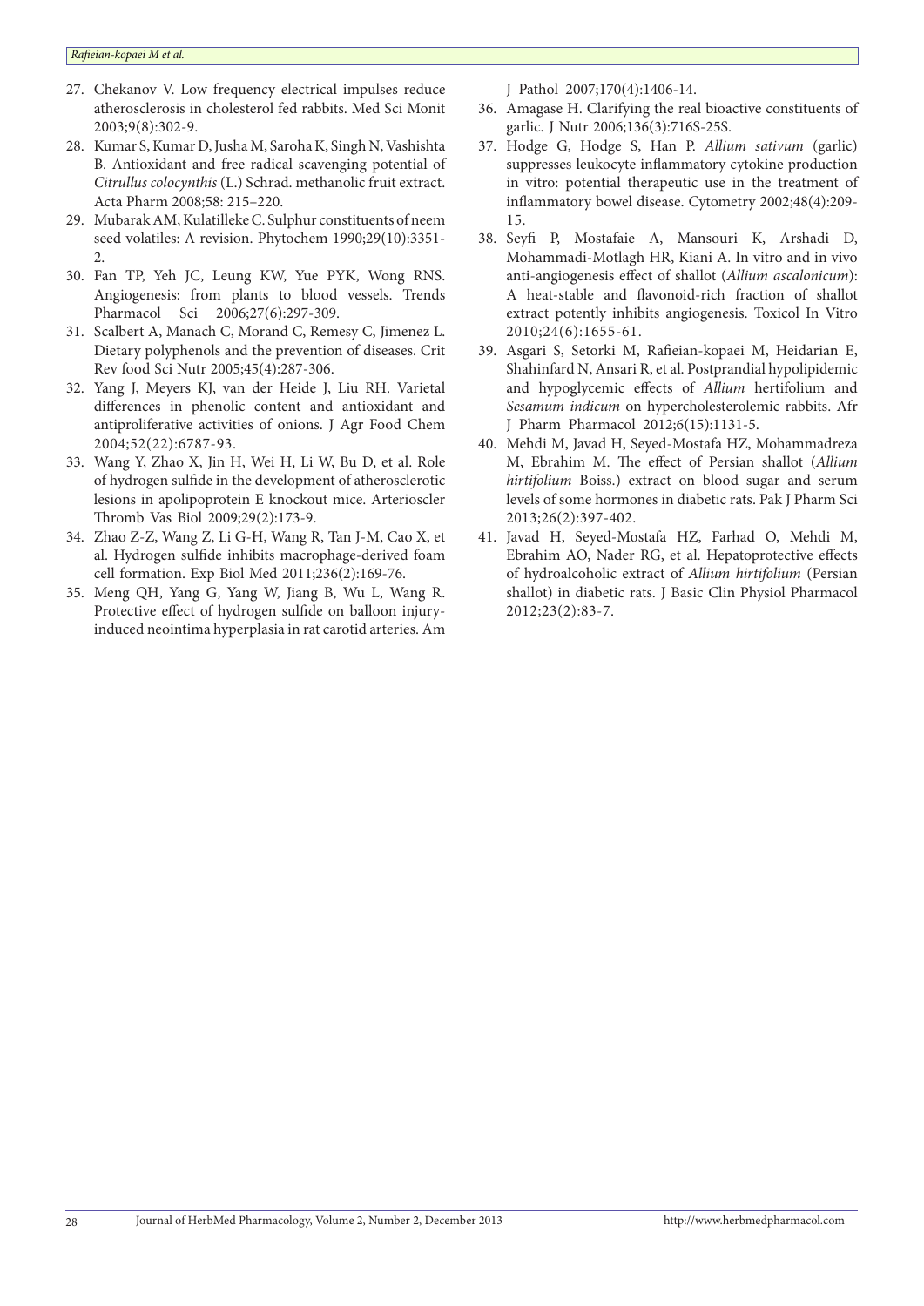27. Chekanov V. Low frequency electrical impulses reduce atherosclerosis in cholesterol fed rabbits. Med Sci Monit 2003;9(8):302-9.
28. Kumar S, Kumar D, Jusha M, Saroha K, Singh N, Vashishta B. Antioxidant and free radical scavenging potential of *Citrullus colocynthis* (L.) Schrad. methanolic fruit extract. Acta Pharm 2008;58: 215–220.
29. Mubarak AM, Kulatilleke C. Sulphur constituents of neem seed volatiles: A revision. Phytochem 1990;29(10):3351-2.
30. Fan TP, Yeh JC, Leung KW, Yue PYK, Wong RNS. Angiogenesis: from plants to blood vessels. Trends Pharmacol Sci 2006;27(6):297-309.
31. Scalbert A, Manach C, Morand C, Remesy C, Jimenez L. Dietary polyphenols and the prevention of diseases. Crit Rev food Sci Nutr 2005;45(4):287-306.
32. Yang J, Meyers KJ, van der Heide J, Liu RH. Varietal differences in phenolic content and antioxidant and antiproliferative activities of onions. J Agr Food Chem 2004;52(22):6787-93.
33. Wang Y, Zhao X, Jin H, Wei H, Li W, Bu D, et al. Role of hydrogen sulfide in the development of atherosclerotic lesions in apolipoprotein E knockout mice. Arterioscler Thromb Vas Biol 2009;29(2):173-9.
34. Zhao Z-Z, Wang Z, Li G-H, Wang R, Tan J-M, Cao X, et al. Hydrogen sulfide inhibits macrophage-derived foam cell formation. Exp Biol Med 2011;236(2):169-76.
35. Meng QH, Yang G, Yang W, Jiang B, Wu L, Wang R. Protective effect of hydrogen sulfide on balloon injury-induced neointima hyperplasia in rat carotid arteries. Am J Pathol 2007;170(4):1406-14.
36. Amagase H. Clarifying the real bioactive constituents of garlic. J Nutr 2006;136(3):716S-25S.
37. Hodge G, Hodge S, Han P. *Allium sativum* (garlic) suppresses leukocyte inflammatory cytokine production in vitro: potential therapeutic use in the treatment of inflammatory bowel disease. Cytometry 2002;48(4):209-15.
38. Seyfi P, Mostafaie A, Mansouri K, Arshadi D, Mohammadi-Motlagh HR, Kiani A. In vitro and in vivo anti-angiogenesis effect of shallot (*Allium ascalonicum*): A heat-stable and flavonoid-rich fraction of shallot extract potently inhibits angiogenesis. Toxicol In Vitro 2010;24(6):1655-61.
39. Asgari S, Setorki M, Rafieian-kopaei M, Heidarian E, Shahinfard N, Ansari R, et al. Postprandial hypolipidemic and hypoglycemic effects of *Allium* hertifolium and *Sesamum indicum* on hypercholesterolemic rabbits. Afr J Pharm Pharmacol 2012;6(15):1131-5.
40. Mehdi M, Javad H, Seyed-Mostafa HZ, Mohammadreza M, Ebrahim M. The effect of Persian shallot (*Allium hirtifolium* Boiss.) extract on blood sugar and serum levels of some hormones in diabetic rats. Pak J Pharm Sci 2013;26(2):397-402.
41. Javad H, Seyed-Mostafa HZ, Farhad O, Mehdi M, Ebrahim AO, Nader RG, et al. Hepatoprotective effects of hydroalcoholic extract of *Allium hirtifolium* (Persian shallot) in diabetic rats. J Basic Clin Physiol Pharmacol 2012;23(2):83-7.